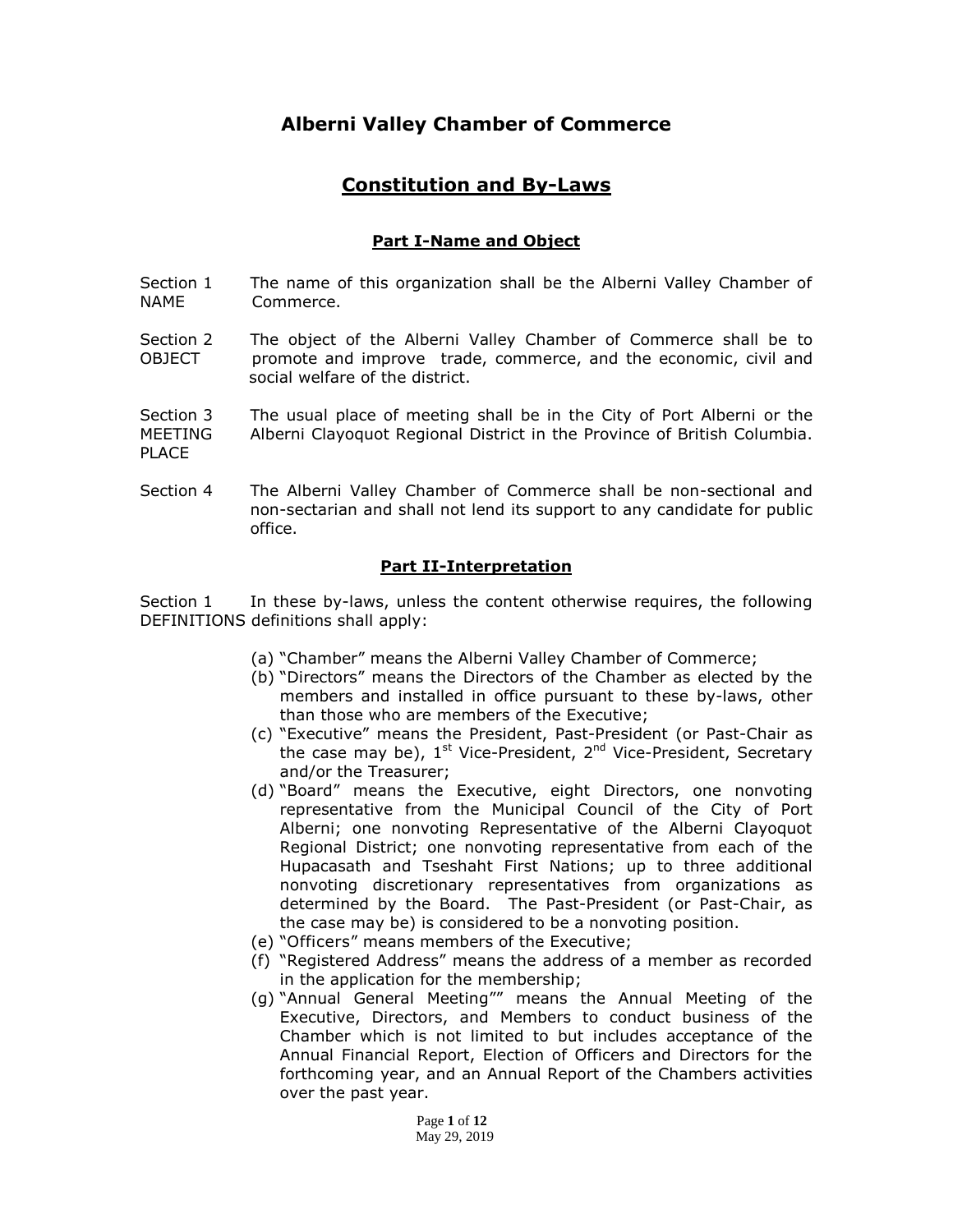# Alberni Valley Chamber of Commerce

## Constitution and By-Laws

### Part I-Name and Object

**Section 1 NAME** The name of this organization shall be the Alberni Valley Chamber of Commerce.

**Section 2 OBJECT** The object of the Alberni Valley Chamber of Commerce shall be to promote and improve trade, commerce, and the economic, civil and social welfare of the district.

**Section 3 MEETING PLACE** The usual place of meeting shall be in the City of Port Alberni or the Alberni Clayoquot Regional District in the Province of British Columbia.

**Section 4** The Alberni Valley Chamber of Commerce shall be non-sectional and non-sectarian and shall not lend its support to any candidate for public office.

### Part II-Interpretation

**Section 1 DEFINITIONS** In these by-laws, unless the content otherwise requires, the following definitions shall apply:

(a) "Chamber" means the Alberni Valley Chamber of Commerce;

(b) "Directors" means the Directors of the Chamber as elected by the members and installed in office pursuant to these by-laws, other than those who are members of the Executive;

(c) "Executive" means the President, Past-President (or Past-Chair as the case may be), 1st Vice-President, 2nd Vice-President, Secretary and/or the Treasurer;

(d) "Board" means the Executive, eight Directors, one nonvoting representative from the Municipal Council of the City of Port Alberni; one nonvoting Representative of the Alberni Clayoquot Regional District; one nonvoting representative from each of the Hupacasath and Tseshaht First Nations; up to three additional nonvoting discretionary representatives from organizations as determined by the Board. The Past-President (or Past-Chair, as the case may be) is considered to be a nonvoting position.

(e) "Officers" means members of the Executive;

(f) "Registered Address" means the address of a member as recorded in the application for the membership;

(g) "Annual General Meeting"" means the Annual Meeting of the Executive, Directors, and Members to conduct business of the Chamber which is not limited to but includes acceptance of the Annual Financial Report, Election of Officers and Directors for the forthcoming year, and an Annual Report of the Chambers activities over the past year.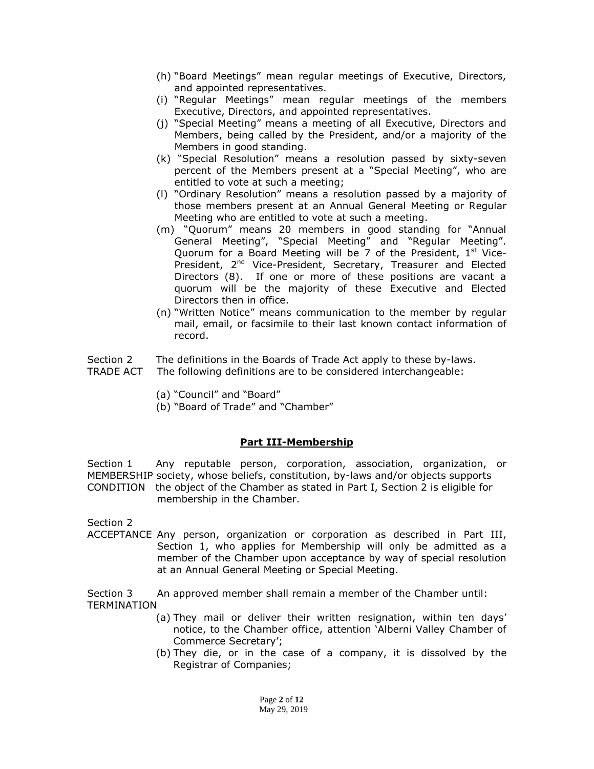(h) "Board Meetings" mean regular meetings of Executive, Directors, and appointed representatives.

(i) "Regular Meetings" mean regular meetings of the members Executive, Directors, and appointed representatives.

(j) "Special Meeting" means a meeting of all Executive, Directors and Members, being called by the President, and/or a majority of the Members in good standing.

(k) "Special Resolution" means a resolution passed by sixty-seven percent of the Members present at a "Special Meeting", who are entitled to vote at such a meeting;

(l) "Ordinary Resolution" means a resolution passed by a majority of those members present at an Annual General Meeting or Regular Meeting who are entitled to vote at such a meeting.

(m) "Quorum" means 20 members in good standing for "Annual General Meeting", "Special Meeting" and "Regular Meeting". Quorum for a Board Meeting will be 7 of the President, 1st Vice-President, 2nd Vice-President, Secretary, Treasurer and Elected Directors (8). If one or more of these positions are vacant a quorum will be the majority of these Executive and Elected Directors then in office.

(n) "Written Notice" means communication to the member by regular mail, email, or facsimile to their last known contact information of record.

Section 2 TRADE ACT — The definitions in the Boards of Trade Act apply to these by-laws. The following definitions are to be considered interchangeable:

(a) "Council" and "Board"

(b) "Board of Trade" and "Chamber"

## Part III-Membership

Section 1 MEMBERSHIP CONDITION — Any reputable person, corporation, association, organization, or society, whose beliefs, constitution, by-laws and/or objects supports the object of the Chamber as stated in Part I, Section 2 is eligible for membership in the Chamber.

Section 2 ACCEPTANCE — Any person, organization or corporation as described in Part III, Section 1, who applies for Membership will only be admitted as a member of the Chamber upon acceptance by way of special resolution at an Annual General Meeting or Special Meeting.

Section 3 TERMINATION — An approved member shall remain a member of the Chamber until:

(a) They mail or deliver their written resignation, within ten days' notice, to the Chamber office, attention 'Alberni Valley Chamber of Commerce Secretary';

(b) They die, or in the case of a company, it is dissolved by the Registrar of Companies;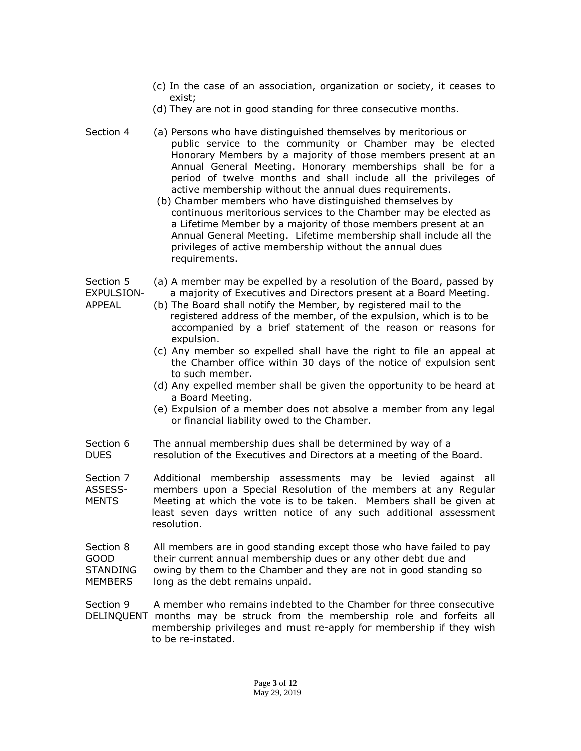(c) In the case of an association, organization or society, it ceases to exist;

(d) They are not in good standing for three consecutive months.

**Section 4**

(a) Persons who have distinguished themselves by meritorious or public service to the community or Chamber may be elected Honorary Members by a majority of those members present at an Annual General Meeting. Honorary memberships shall be for a period of twelve months and shall include all the privileges of active membership without the annual dues requirements.

(b) Chamber members who have distinguished themselves by continuous meritorious services to the Chamber may be elected as a Lifetime Member by a majority of those members present at an Annual General Meeting. Lifetime membership shall include all the privileges of active membership without the annual dues requirements.

**Section 5 EXPULSION-APPEAL**

(a) A member may be expelled by a resolution of the Board, passed by a majority of Executives and Directors present at a Board Meeting.

(b) The Board shall notify the Member, by registered mail to the registered address of the member, of the expulsion, which is to be accompanied by a brief statement of the reason or reasons for expulsion.

(c) Any member so expelled shall have the right to file an appeal at the Chamber office within 30 days of the notice of expulsion sent to such member.

(d) Any expelled member shall be given the opportunity to be heard at a Board Meeting.

(e) Expulsion of a member does not absolve a member from any legal or financial liability owed to the Chamber.

**Section 6 DUES**

The annual membership dues shall be determined by way of a resolution of the Executives and Directors at a meeting of the Board.

**Section 7 ASSESSMENTS**

Additional membership assessments may be levied against all members upon a Special Resolution of the members at any Regular Meeting at which the vote is to be taken. Members shall be given at least seven days written notice of any such additional assessment resolution.

**Section 8 GOOD STANDING MEMBERS**

All members are in good standing except those who have failed to pay their current annual membership dues or any other debt due and owing by them to the Chamber and they are not in good standing so long as the debt remains unpaid.

**Section 9 DELINQUENT**

A member who remains indebted to the Chamber for three consecutive months may be struck from the membership role and forfeits all membership privileges and must re-apply for membership if they wish to be re-instated.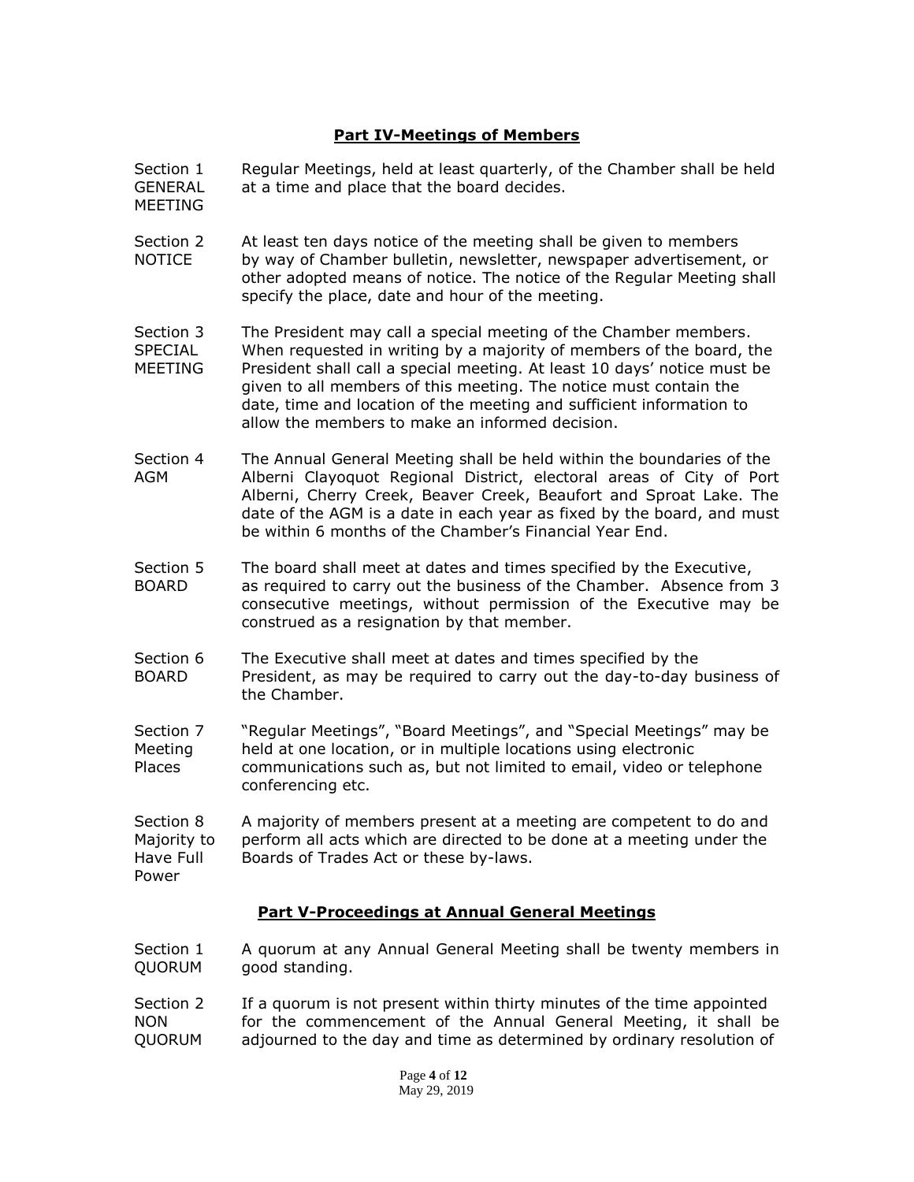## Part IV-Meetings of Members

**Section 1 GENERAL MEETING** — Regular Meetings, held at least quarterly, of the Chamber shall be held at a time and place that the board decides.

**Section 2 NOTICE** — At least ten days notice of the meeting shall be given to members by way of Chamber bulletin, newsletter, newspaper advertisement, or other adopted means of notice. The notice of the Regular Meeting shall specify the place, date and hour of the meeting.

**Section 3 SPECIAL MEETING** — The President may call a special meeting of the Chamber members. When requested in writing by a majority of members of the board, the President shall call a special meeting. At least 10 days' notice must be given to all members of this meeting. The notice must contain the date, time and location of the meeting and sufficient information to allow the members to make an informed decision.

**Section 4 AGM** — The Annual General Meeting shall be held within the boundaries of the Alberni Clayoquot Regional District, electoral areas of City of Port Alberni, Cherry Creek, Beaver Creek, Beaufort and Sproat Lake. The date of the AGM is a date in each year as fixed by the board, and must be within 6 months of the Chamber's Financial Year End.

**Section 5 BOARD** — The board shall meet at dates and times specified by the Executive, as required to carry out the business of the Chamber. Absence from 3 consecutive meetings, without permission of the Executive may be construed as a resignation by that member.

**Section 6 BOARD** — The Executive shall meet at dates and times specified by the President, as may be required to carry out the day-to-day business of the Chamber.

**Section 7 Meeting Places** — "Regular Meetings", "Board Meetings", and "Special Meetings" may be held at one location, or in multiple locations using electronic communications such as, but not limited to email, video or telephone conferencing etc.

**Section 8 Majority to Have Full Power** — A majority of members present at a meeting are competent to do and perform all acts which are directed to be done at a meeting under the Boards of Trades Act or these by-laws.

## Part V-Proceedings at Annual General Meetings

**Section 1 QUORUM** — A quorum at any Annual General Meeting shall be twenty members in good standing.

**Section 2 NON QUORUM** — If a quorum is not present within thirty minutes of the time appointed for the commencement of the Annual General Meeting, it shall be adjourned to the day and time as determined by ordinary resolution of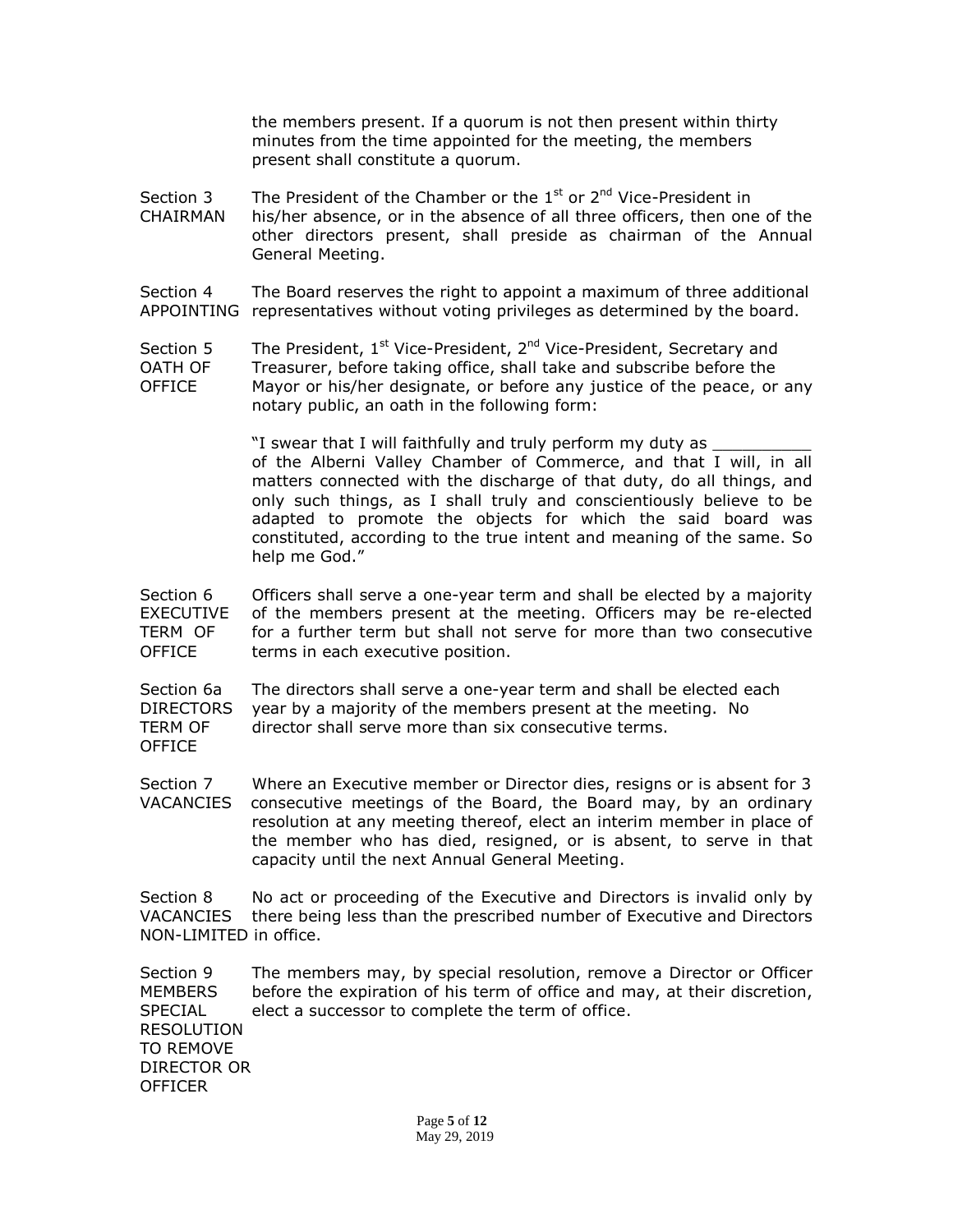the members present. If a quorum is not then present within thirty minutes from the time appointed for the meeting, the members present shall constitute a quorum.

**Section 3 CHAIRMAN** The President of the Chamber or the 1st or 2nd Vice-President in his/her absence, or in the absence of all three officers, then one of the other directors present, shall preside as chairman of the Annual General Meeting.

**Section 4 APPOINTING** The Board reserves the right to appoint a maximum of three additional representatives without voting privileges as determined by the board.

**Section 5 OATH OF OFFICE** The President, 1st Vice-President, 2nd Vice-President, Secretary and Treasurer, before taking office, shall take and subscribe before the Mayor or his/her designate, or before any justice of the peace, or any notary public, an oath in the following form:

> "I swear that I will faithfully and truly perform my duty as __________ of the Alberni Valley Chamber of Commerce, and that I will, in all matters connected with the discharge of that duty, do all things, and only such things, as I shall truly and conscientiously believe to be adapted to promote the objects for which the said board was constituted, according to the true intent and meaning of the same. So help me God."

**Section 6 EXECUTIVE TERM OF OFFICE** Officers shall serve a one-year term and shall be elected by a majority of the members present at the meeting. Officers may be re-elected for a further term but shall not serve for more than two consecutive terms in each executive position.

**Section 6a DIRECTORS TERM OF OFFICE** The directors shall serve a one-year term and shall be elected each year by a majority of the members present at the meeting. No director shall serve more than six consecutive terms.

**Section 7 VACANCIES** Where an Executive member or Director dies, resigns or is absent for 3 consecutive meetings of the Board, the Board may, by an ordinary resolution at any meeting thereof, elect an interim member in place of the member who has died, resigned, or is absent, to serve in that capacity until the next Annual General Meeting.

**Section 8 VACANCIES NON-LIMITED** No act or proceeding of the Executive and Directors is invalid only by there being less than the prescribed number of Executive and Directors in office.

**Section 9 MEMBERS SPECIAL RESOLUTION TO REMOVE DIRECTOR OR OFFICER** The members may, by special resolution, remove a Director or Officer before the expiration of his term of office and may, at their discretion, elect a successor to complete the term of office.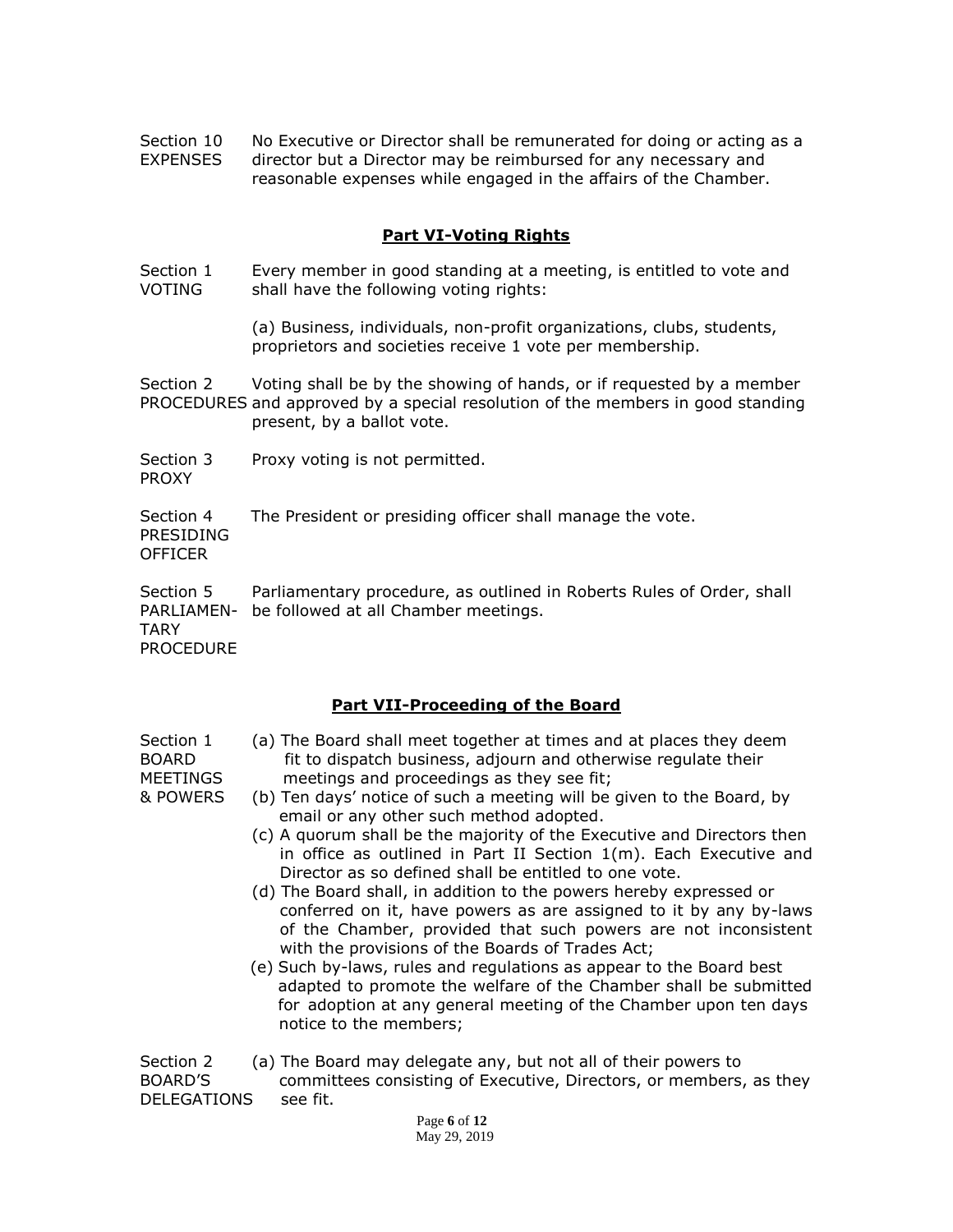Section 10 EXPENSES — No Executive or Director shall be remunerated for doing or acting as a director but a Director may be reimbursed for any necessary and reasonable expenses while engaged in the affairs of the Chamber.

## Part VI-Voting Rights

Section 1 VOTING — Every member in good standing at a meeting, is entitled to vote and shall have the following voting rights:

(a) Business, individuals, non-profit organizations, clubs, students, proprietors and societies receive 1 vote per membership.

Section 2 PROCEDURES — Voting shall be by the showing of hands, or if requested by a member and approved by a special resolution of the members in good standing present, by a ballot vote.

Section 3 PROXY — Proxy voting is not permitted.

Section 4 PRESIDING OFFICER — The President or presiding officer shall manage the vote.

Section 5 PARLIAMENTARY PROCEDURE — Parliamentary procedure, as outlined in Roberts Rules of Order, shall be followed at all Chamber meetings.

## Part VII-Proceeding of the Board

Section 1 BOARD MEETINGS & POWERS

(a) The Board shall meet together at times and at places they deem fit to dispatch business, adjourn and otherwise regulate their meetings and proceedings as they see fit;

(b) Ten days' notice of such a meeting will be given to the Board, by email or any other such method adopted.

(c) A quorum shall be the majority of the Executive and Directors then in office as outlined in Part II Section 1(m). Each Executive and Director as so defined shall be entitled to one vote.

(d) The Board shall, in addition to the powers hereby expressed or conferred on it, have powers as are assigned to it by any by-laws of the Chamber, provided that such powers are not inconsistent with the provisions of the Boards of Trades Act;

(e) Such by-laws, rules and regulations as appear to the Board best adapted to promote the welfare of the Chamber shall be submitted for adoption at any general meeting of the Chamber upon ten days notice to the members;

Section 2 BOARD'S DELEGATIONS

(a) The Board may delegate any, but not all of their powers to committees consisting of Executive, Directors, or members, as they see fit.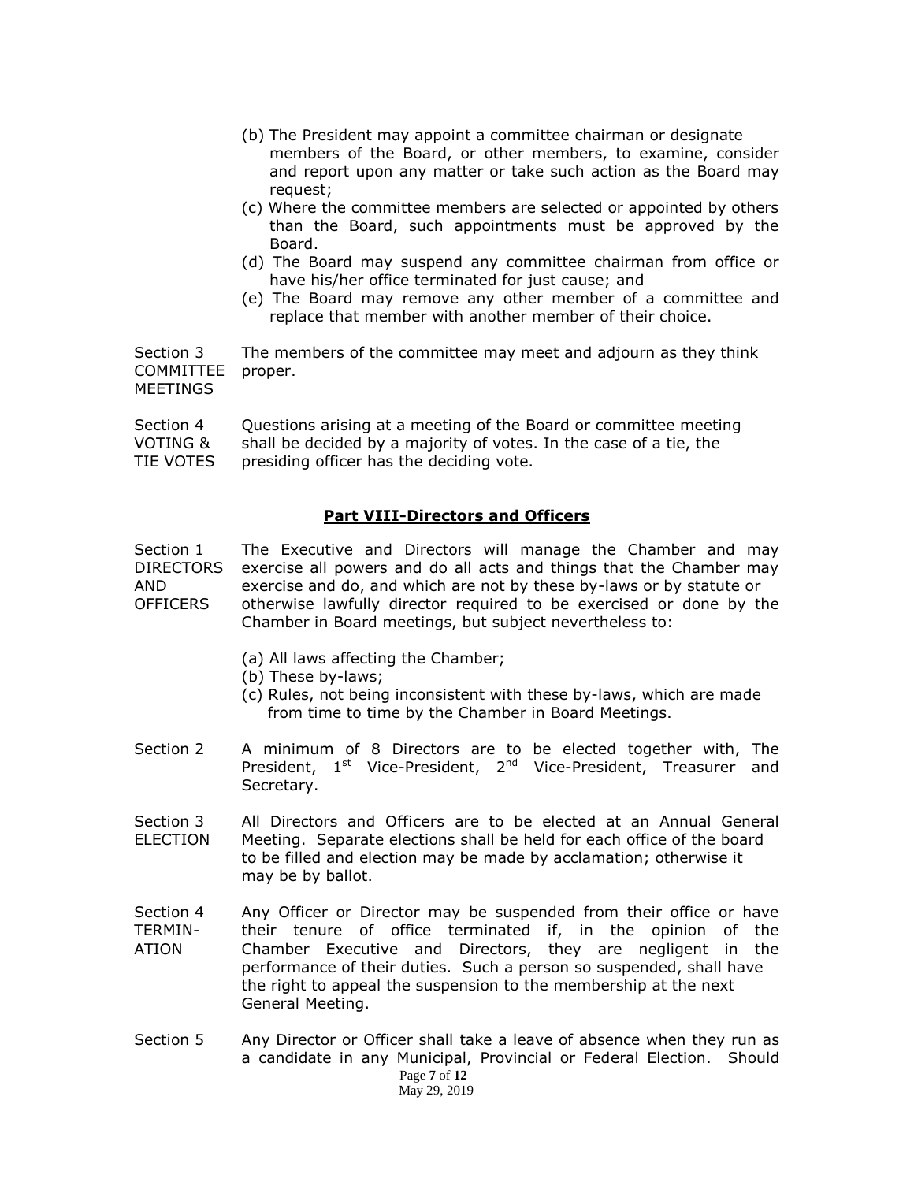(b) The President may appoint a committee chairman or designate members of the Board, or other members, to examine, consider and report upon any matter or take such action as the Board may request;

(c) Where the committee members are selected or appointed by others than the Board, such appointments must be approved by the Board.

(d) The Board may suspend any committee chairman from office or have his/her office terminated for just cause; and

(e) The Board may remove any other member of a committee and replace that member with another member of their choice.

**Section 3 COMMITTEE MEETINGS**

The members of the committee may meet and adjourn as they think proper.

**Section 4 VOTING & TIE VOTES**

Questions arising at a meeting of the Board or committee meeting shall be decided by a majority of votes. In the case of a tie, the presiding officer has the deciding vote.

## Part VIII-Directors and Officers

**Section 1 DIRECTORS AND OFFICERS**

The Executive and Directors will manage the Chamber and may exercise all powers and do all acts and things that the Chamber may exercise and do, and which are not by these by-laws or by statute or otherwise lawfully director required to be exercised or done by the Chamber in Board meetings, but subject nevertheless to:

(a) All laws affecting the Chamber;

(b) These by-laws;

(c) Rules, not being inconsistent with these by-laws, which are made from time to time by the Chamber in Board Meetings.

**Section 2**

A minimum of 8 Directors are to be elected together with, The President, 1st Vice-President, 2nd Vice-President, Treasurer and Secretary.

**Section 3 ELECTION**

All Directors and Officers are to be elected at an Annual General Meeting. Separate elections shall be held for each office of the board to be filled and election may be made by acclamation; otherwise it may be by ballot.

**Section 4 TERMINATION**

Any Officer or Director may be suspended from their office or have their tenure of office terminated if, in the opinion of the Chamber Executive and Directors, they are negligent in the performance of their duties. Such a person so suspended, shall have the right to appeal the suspension to the membership at the next General Meeting.

**Section 5**

Any Director or Officer shall take a leave of absence when they run as a candidate in any Municipal, Provincial or Federal Election. Should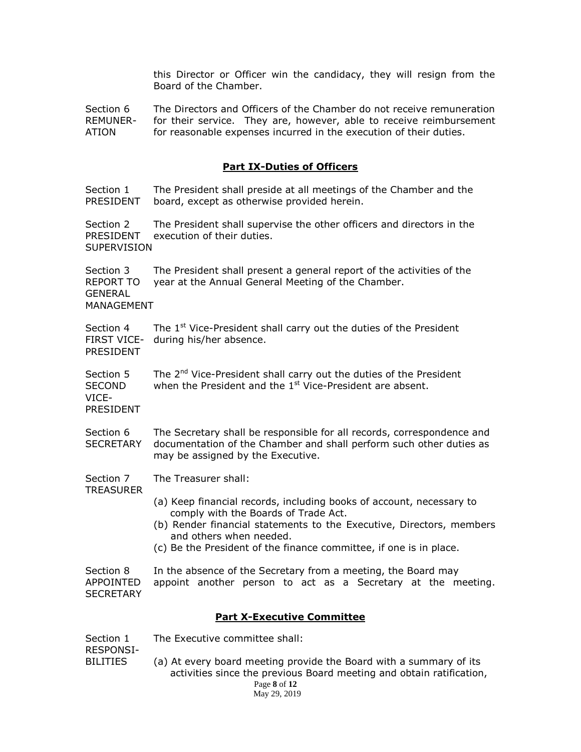this Director or Officer win the candidacy, they will resign from the Board of the Chamber.

Section 6 REMUNERATION — The Directors and Officers of the Chamber do not receive remuneration for their service. They are, however, able to receive reimbursement for reasonable expenses incurred in the execution of their duties.

## Part IX-Duties of Officers

Section 1 PRESIDENT — The President shall preside at all meetings of the Chamber and the board, except as otherwise provided herein.

Section 2 PRESIDENT SUPERVISION — The President shall supervise the other officers and directors in the execution of their duties.

Section 3 REPORT TO GENERAL MANAGEMENT — The President shall present a general report of the activities of the year at the Annual General Meeting of the Chamber.

Section 4 FIRST VICE-PRESIDENT — The 1st Vice-President shall carry out the duties of the President during his/her absence.

Section 5 SECOND VICE-PRESIDENT — The 2nd Vice-President shall carry out the duties of the President when the President and the 1st Vice-President are absent.

Section 6 SECRETARY — The Secretary shall be responsible for all records, correspondence and documentation of the Chamber and shall perform such other duties as may be assigned by the Executive.

Section 7 TREASURER — The Treasurer shall:

(a) Keep financial records, including books of account, necessary to comply with the Boards of Trade Act.
(b) Render financial statements to the Executive, Directors, members and others when needed.
(c) Be the President of the finance committee, if one is in place.

Section 8 APPOINTED SECRETARY — In the absence of the Secretary from a meeting, the Board may appoint another person to act as a Secretary at the meeting.

## Part X-Executive Committee

Section 1 RESPONSIBILITIES — The Executive committee shall:

(a) At every board meeting provide the Board with a summary of its activities since the previous Board meeting and obtain ratification,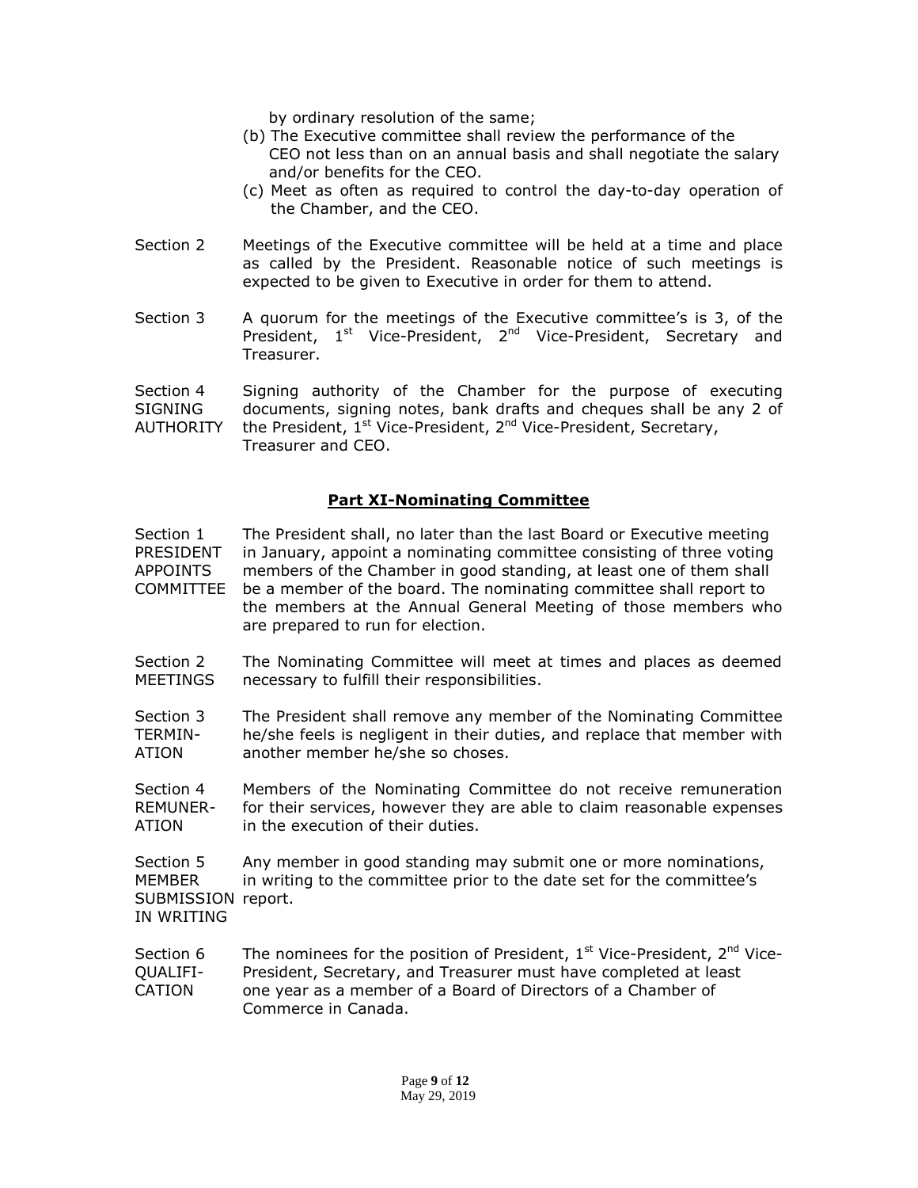by ordinary resolution of the same;

(b) The Executive committee shall review the performance of the CEO not less than on an annual basis and shall negotiate the salary and/or benefits for the CEO.

(c) Meet as often as required to control the day-to-day operation of the Chamber, and the CEO.

Section 2 Meetings of the Executive committee will be held at a time and place as called by the President. Reasonable notice of such meetings is expected to be given to Executive in order for them to attend.

Section 3 A quorum for the meetings of the Executive committee's is 3, of the President, 1st Vice-President, 2nd Vice-President, Secretary and Treasurer.

Section 4 SIGNING AUTHORITY Signing authority of the Chamber for the purpose of executing documents, signing notes, bank drafts and cheques shall be any 2 of the President, 1st Vice-President, 2nd Vice-President, Secretary, Treasurer and CEO.

## Part XI-Nominating Committee

Section 1 PRESIDENT APPOINTS COMMITTEE The President shall, no later than the last Board or Executive meeting in January, appoint a nominating committee consisting of three voting members of the Chamber in good standing, at least one of them shall be a member of the board. The nominating committee shall report to the members at the Annual General Meeting of those members who are prepared to run for election.

Section 2 MEETINGS The Nominating Committee will meet at times and places as deemed necessary to fulfill their responsibilities.

Section 3 TERMINATION The President shall remove any member of the Nominating Committee he/she feels is negligent in their duties, and replace that member with another member he/she so choses.

Section 4 REMUNERATION Members of the Nominating Committee do not receive remuneration for their services, however they are able to claim reasonable expenses in the execution of their duties.

Section 5 MEMBER SUBMISSION IN WRITING Any member in good standing may submit one or more nominations, in writing to the committee prior to the date set for the committee's report.

Section 6 QUALIFICATION The nominees for the position of President, 1st Vice-President, 2nd Vice-President, Secretary, and Treasurer must have completed at least one year as a member of a Board of Directors of a Chamber of Commerce in Canada.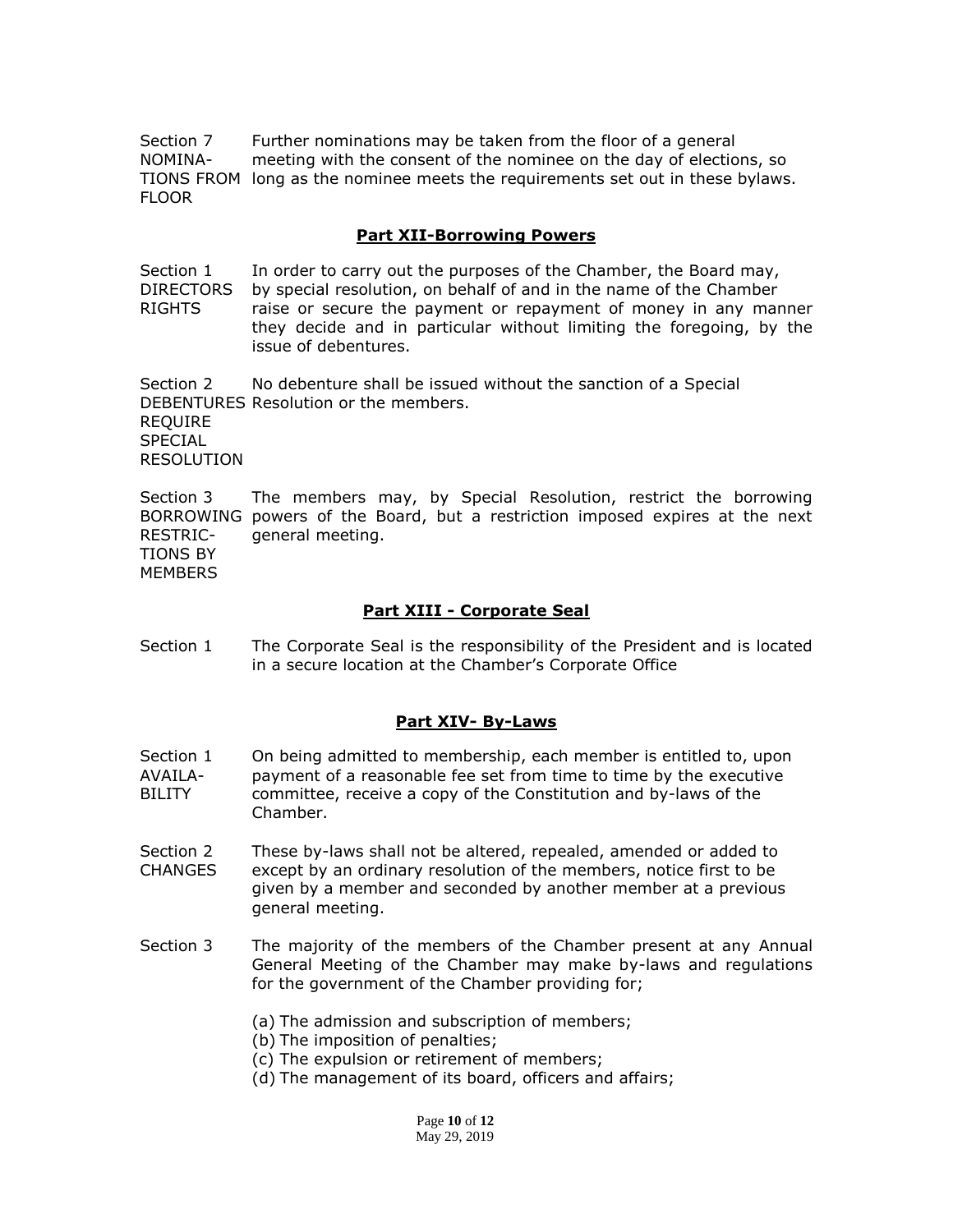Section 7 NOMINATIONS FROM FLOOR — Further nominations may be taken from the floor of a general meeting with the consent of the nominee on the day of elections, so long as the nominee meets the requirements set out in these bylaws.

## Part XII-Borrowing Powers

Section 1 DIRECTORS RIGHTS — In order to carry out the purposes of the Chamber, the Board may, by special resolution, on behalf of and in the name of the Chamber raise or secure the payment or repayment of money in any manner they decide and in particular without limiting the foregoing, by the issue of debentures.

Section 2 DEBENTURES REQUIRE SPECIAL RESOLUTION — No debenture shall be issued without the sanction of a Special Resolution or the members.

Section 3 BORROWING RESTRICTIONS BY MEMBERS — The members may, by Special Resolution, restrict the borrowing powers of the Board, but a restriction imposed expires at the next general meeting.

## Part XIII - Corporate Seal

Section 1 — The Corporate Seal is the responsibility of the President and is located in a secure location at the Chamber's Corporate Office

## Part XIV- By-Laws

Section 1 AVAILABILITY — On being admitted to membership, each member is entitled to, upon payment of a reasonable fee set from time to time by the executive committee, receive a copy of the Constitution and by-laws of the Chamber.

Section 2 CHANGES — These by-laws shall not be altered, repealed, amended or added to except by an ordinary resolution of the members, notice first to be given by a member and seconded by another member at a previous general meeting.

Section 3 — The majority of the members of the Chamber present at any Annual General Meeting of the Chamber may make by-laws and regulations for the government of the Chamber providing for;

(a) The admission and subscription of members;
(b) The imposition of penalties;
(c) The expulsion or retirement of members;
(d) The management of its board, officers and affairs;

May 29, 2019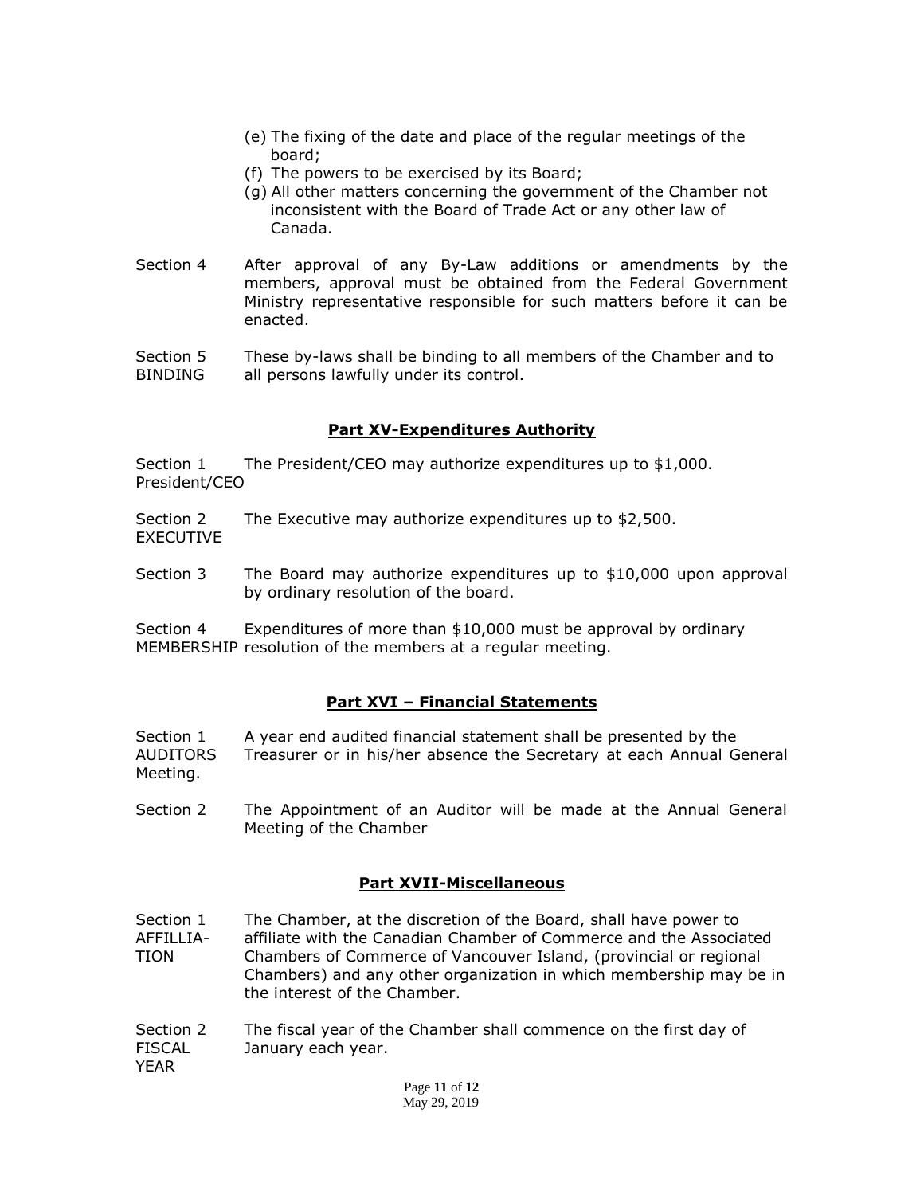(e) The fixing of the date and place of the regular meetings of the board;
(f) The powers to be exercised by its Board;
(g) All other matters concerning the government of the Chamber not inconsistent with the Board of Trade Act or any other law of Canada.

Section 4 After approval of any By-Law additions or amendments by the members, approval must be obtained from the Federal Government Ministry representative responsible for such matters before it can be enacted.

Section 5 BINDING These by-laws shall be binding to all members of the Chamber and to all persons lawfully under its control.

## **Part XV-Expenditures Authority**

Section 1 President/CEO The President/CEO may authorize expenditures up to $1,000.

Section 2 EXECUTIVE The Executive may authorize expenditures up to $2,500.

Section 3 The Board may authorize expenditures up to $10,000 upon approval by ordinary resolution of the board.

Section 4 MEMBERSHIP Expenditures of more than $10,000 must be approval by ordinary resolution of the members at a regular meeting.

## **Part XVI – Financial Statements**

Section 1 AUDITORS A year end audited financial statement shall be presented by the Treasurer or in his/her absence the Secretary at each Annual General Meeting.

Section 2 The Appointment of an Auditor will be made at the Annual General Meeting of the Chamber

## **Part XVII-Miscellaneous**

Section 1 AFFILLIATION The Chamber, at the discretion of the Board, shall have power to affiliate with the Canadian Chamber of Commerce and the Associated Chambers of Commerce of Vancouver Island, (provincial or regional Chambers) and any other organization in which membership may be in the interest of the Chamber.

Section 2 FISCAL YEAR The fiscal year of the Chamber shall commence on the first day of January each year.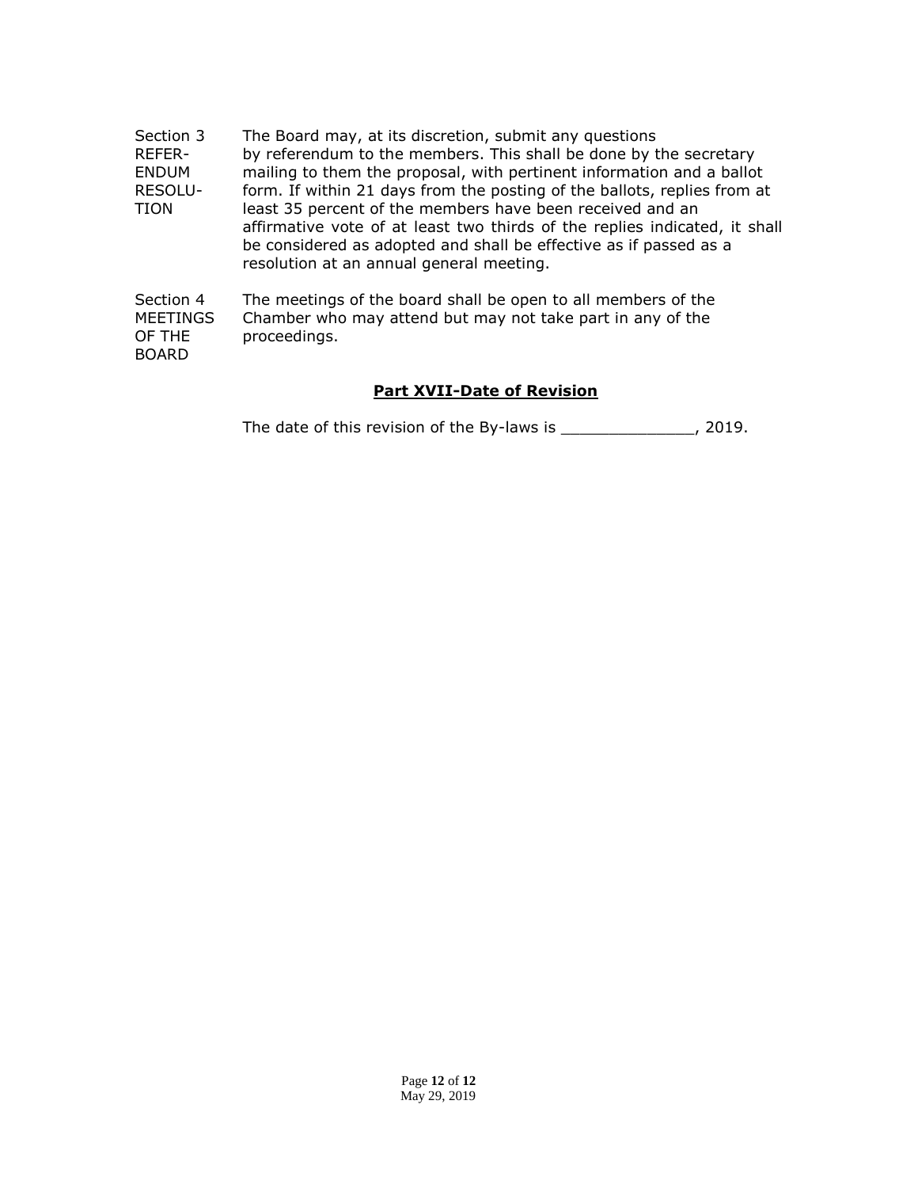**Section 3 REFERENDUM RESOLUTION** The Board may, at its discretion, submit any questions by referendum to the members. This shall be done by the secretary mailing to them the proposal, with pertinent information and a ballot form. If within 21 days from the posting of the ballots, replies from at least 35 percent of the members have been received and an affirmative vote of at least two thirds of the replies indicated, it shall be considered as adopted and shall be effective as if passed as a resolution at an annual general meeting.

**Section 4 MEETINGS OF THE BOARD** The meetings of the board shall be open to all members of the Chamber who may attend but may not take part in any of the proceedings.

## Part XVII-Date of Revision

The date of this revision of the By-laws is ______________, 2019.